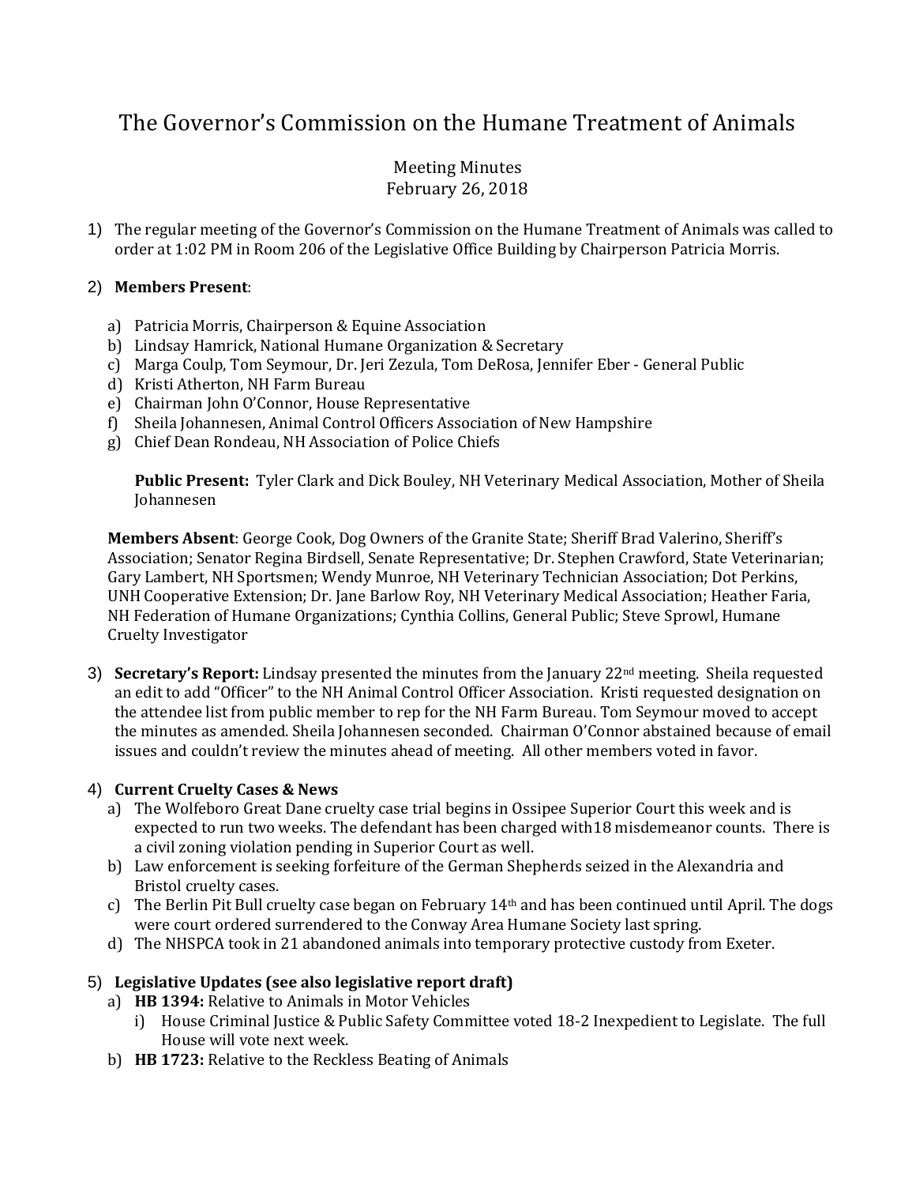# The Governor's Commission on the Humane Treatment of Animals

Meeting Minutes
February 26, 2018

1) The regular meeting of the Governor's Commission on the Humane Treatment of Animals was called to order at 1:02 PM in Room 206 of the Legislative Office Building by Chairperson Patricia Morris.

2) **Members Present**:

   a) Patricia Morris, Chairperson & Equine Association
   b) Lindsay Hamrick, National Humane Organization & Secretary
   c) Marga Coulp, Tom Seymour, Dr. Jeri Zezula, Tom DeRosa, Jennifer Eber - General Public
   d) Kristi Atherton, NH Farm Bureau
   e) Chairman John O'Connor, House Representative
   f) Sheila Johannesen, Animal Control Officers Association of New Hampshire
   g) Chief Dean Rondeau, NH Association of Police Chiefs

   **Public Present:** Tyler Clark and Dick Bouley, NH Veterinary Medical Association, Mother of Sheila Johannesen

   **Members Absent**: George Cook, Dog Owners of the Granite State; Sheriff Brad Valerino, Sheriff's Association; Senator Regina Birdsell, Senate Representative; Dr. Stephen Crawford, State Veterinarian; Gary Lambert, NH Sportsmen; Wendy Munroe, NH Veterinary Technician Association; Dot Perkins, UNH Cooperative Extension; Dr. Jane Barlow Roy, NH Veterinary Medical Association; Heather Faria, NH Federation of Humane Organizations; Cynthia Collins, General Public; Steve Sprowl, Humane Cruelty Investigator

3) **Secretary's Report:** Lindsay presented the minutes from the January 22nd meeting. Sheila requested an edit to add "Officer" to the NH Animal Control Officer Association. Kristi requested designation on the attendee list from public member to rep for the NH Farm Bureau. Tom Seymour moved to accept the minutes as amended. Sheila Johannesen seconded. Chairman O'Connor abstained because of email issues and couldn't review the minutes ahead of meeting. All other members voted in favor.

4) **Current Cruelty Cases & News**
   a) The Wolfeboro Great Dane cruelty case trial begins in Ossipee Superior Court this week and is expected to run two weeks. The defendant has been charged with18 misdemeanor counts. There is a civil zoning violation pending in Superior Court as well.
   b) Law enforcement is seeking forfeiture of the German Shepherds seized in the Alexandria and Bristol cruelty cases.
   c) The Berlin Pit Bull cruelty case began on February 14th and has been continued until April. The dogs were court ordered surrendered to the Conway Area Humane Society last spring.
   d) The NHSPCA took in 21 abandoned animals into temporary protective custody from Exeter.

5) **Legislative Updates (see also legislative report draft)**
   a) **HB 1394:** Relative to Animals in Motor Vehicles
      i) House Criminal Justice & Public Safety Committee voted 18-2 Inexpedient to Legislate. The full House will vote next week.
   b) **HB 1723:** Relative to the Reckless Beating of Animals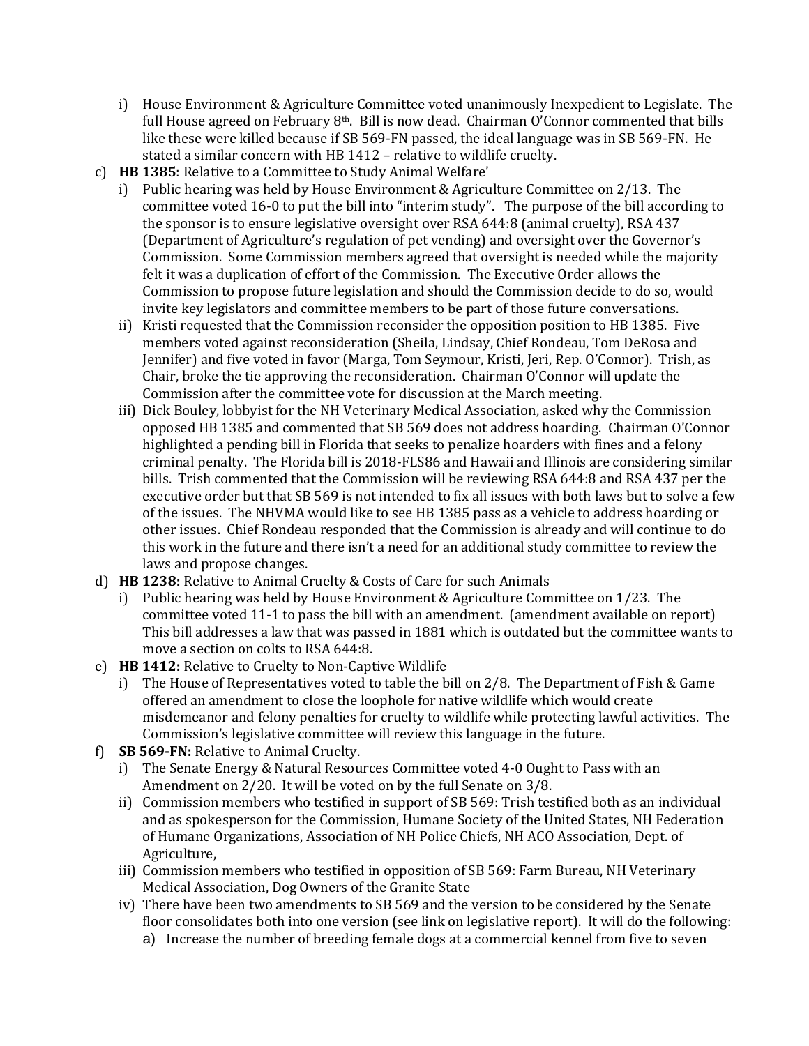i) House Environment & Agriculture Committee voted unanimously Inexpedient to Legislate. The full House agreed on February 8th. Bill is now dead. Chairman O'Connor commented that bills like these were killed because if SB 569-FN passed, the ideal language was in SB 569-FN. He stated a similar concern with HB 1412 – relative to wildlife cruelty.

c) **HB 1385**: Relative to a Committee to Study Animal Welfare'

   i) Public hearing was held by House Environment & Agriculture Committee on 2/13. The committee voted 16-0 to put the bill into "interim study". The purpose of the bill according to the sponsor is to ensure legislative oversight over RSA 644:8 (animal cruelty), RSA 437 (Department of Agriculture's regulation of pet vending) and oversight over the Governor's Commission. Some Commission members agreed that oversight is needed while the majority felt it was a duplication of effort of the Commission. The Executive Order allows the Commission to propose future legislation and should the Commission decide to do so, would invite key legislators and committee members to be part of those future conversations.

   ii) Kristi requested that the Commission reconsider the opposition position to HB 1385. Five members voted against reconsideration (Sheila, Lindsay, Chief Rondeau, Tom DeRosa and Jennifer) and five voted in favor (Marga, Tom Seymour, Kristi, Jeri, Rep. O'Connor). Trish, as Chair, broke the tie approving the reconsideration. Chairman O'Connor will update the Commission after the committee vote for discussion at the March meeting.

   iii) Dick Bouley, lobbyist for the NH Veterinary Medical Association, asked why the Commission opposed HB 1385 and commented that SB 569 does not address hoarding. Chairman O'Connor highlighted a pending bill in Florida that seeks to penalize hoarders with fines and a felony criminal penalty. The Florida bill is 2018-FLS86 and Hawaii and Illinois are considering similar bills. Trish commented that the Commission will be reviewing RSA 644:8 and RSA 437 per the executive order but that SB 569 is not intended to fix all issues with both laws but to solve a few of the issues. The NHVMA would like to see HB 1385 pass as a vehicle to address hoarding or other issues. Chief Rondeau responded that the Commission is already and will continue to do this work in the future and there isn't a need for an additional study committee to review the laws and propose changes.

d) **HB 1238:** Relative to Animal Cruelty & Costs of Care for such Animals

   i) Public hearing was held by House Environment & Agriculture Committee on 1/23. The committee voted 11-1 to pass the bill with an amendment. (amendment available on report) This bill addresses a law that was passed in 1881 which is outdated but the committee wants to move a section on colts to RSA 644:8.

e) **HB 1412:** Relative to Cruelty to Non-Captive Wildlife

   i) The House of Representatives voted to table the bill on 2/8. The Department of Fish & Game offered an amendment to close the loophole for native wildlife which would create misdemeanor and felony penalties for cruelty to wildlife while protecting lawful activities. The Commission's legislative committee will review this language in the future.

f) **SB 569-FN:** Relative to Animal Cruelty.

   i) The Senate Energy & Natural Resources Committee voted 4-0 Ought to Pass with an Amendment on 2/20. It will be voted on by the full Senate on 3/8.

   ii) Commission members who testified in support of SB 569: Trish testified both as an individual and as spokesperson for the Commission, Humane Society of the United States, NH Federation of Humane Organizations, Association of NH Police Chiefs, NH ACO Association, Dept. of Agriculture,

   iii) Commission members who testified in opposition of SB 569: Farm Bureau, NH Veterinary Medical Association, Dog Owners of the Granite State

   iv) There have been two amendments to SB 569 and the version to be considered by the Senate floor consolidates both into one version (see link on legislative report). It will do the following:

      a) Increase the number of breeding female dogs at a commercial kennel from five to seven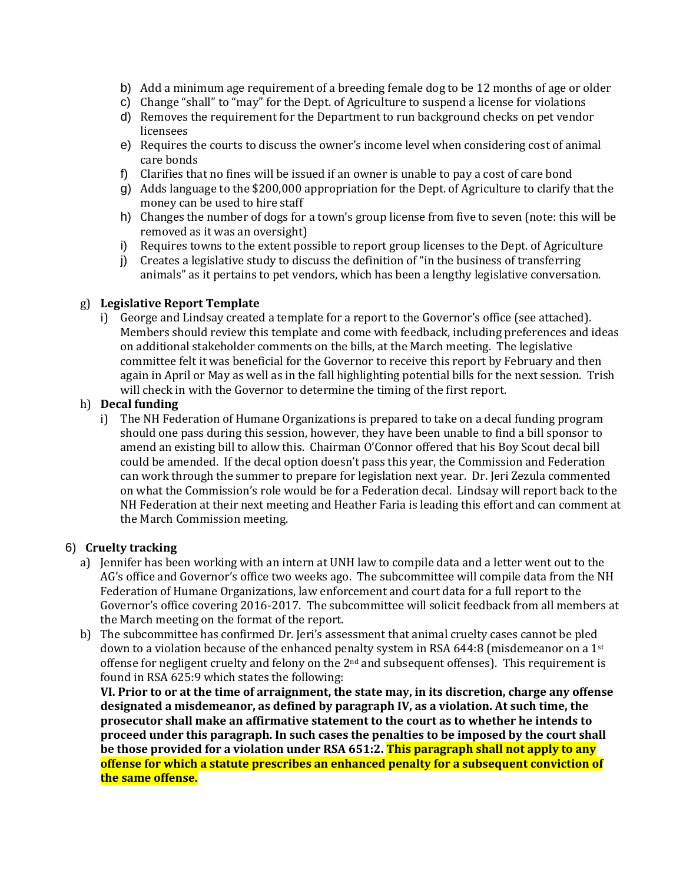b) Add a minimum age requirement of a breeding female dog to be 12 months of age or older
c) Change "shall" to "may" for the Dept. of Agriculture to suspend a license for violations
d) Removes the requirement for the Department to run background checks on pet vendor licensees
e) Requires the courts to discuss the owner's income level when considering cost of animal care bonds
f) Clarifies that no fines will be issued if an owner is unable to pay a cost of care bond
g) Adds language to the $200,000 appropriation for the Dept. of Agriculture to clarify that the money can be used to hire staff
h) Changes the number of dogs for a town's group license from five to seven (note: this will be removed as it was an oversight)
i) Requires towns to the extent possible to report group licenses to the Dept. of Agriculture
j) Creates a legislative study to discuss the definition of "in the business of transferring animals" as it pertains to pet vendors, which has been a lengthy legislative conversation.

g) **Legislative Report Template**
   i) George and Lindsay created a template for a report to the Governor's office (see attached). Members should review this template and come with feedback, including preferences and ideas on additional stakeholder comments on the bills, at the March meeting. The legislative committee felt it was beneficial for the Governor to receive this report by February and then again in April or May as well as in the fall highlighting potential bills for the next session. Trish will check in with the Governor to determine the timing of the first report.

h) **Decal funding**
   i) The NH Federation of Humane Organizations is prepared to take on a decal funding program should one pass during this session, however, they have been unable to find a bill sponsor to amend an existing bill to allow this. Chairman O'Connor offered that his Boy Scout decal bill could be amended. If the decal option doesn't pass this year, the Commission and Federation can work through the summer to prepare for legislation next year. Dr. Jeri Zezula commented on what the Commission's role would be for a Federation decal. Lindsay will report back to the NH Federation at their next meeting and Heather Faria is leading this effort and can comment at the March Commission meeting.

6) **Cruelty tracking**
   a) Jennifer has been working with an intern at UNH law to compile data and a letter went out to the AG's office and Governor's office two weeks ago. The subcommittee will compile data from the NH Federation of Humane Organizations, law enforcement and court data for a full report to the Governor's office covering 2016-2017. The subcommittee will solicit feedback from all members at the March meeting on the format of the report.
   b) The subcommittee has confirmed Dr. Jeri's assessment that animal cruelty cases cannot be pled down to a violation because of the enhanced penalty system in RSA 644:8 (misdemeanor on a 1st offense for negligent cruelty and felony on the 2nd and subsequent offenses). This requirement is found in RSA 625:9 which states the following:
   **VI. Prior to or at the time of arraignment, the state may, in its discretion, charge any offense designated a misdemeanor, as defined by paragraph IV, as a violation. At such time, the prosecutor shall make an affirmative statement to the court as to whether he intends to proceed under this paragraph. In such cases the penalties to be imposed by the court shall be those provided for a violation under RSA 651:2. This paragraph shall not apply to any offense for which a statute prescribes an enhanced penalty for a subsequent conviction of the same offense.**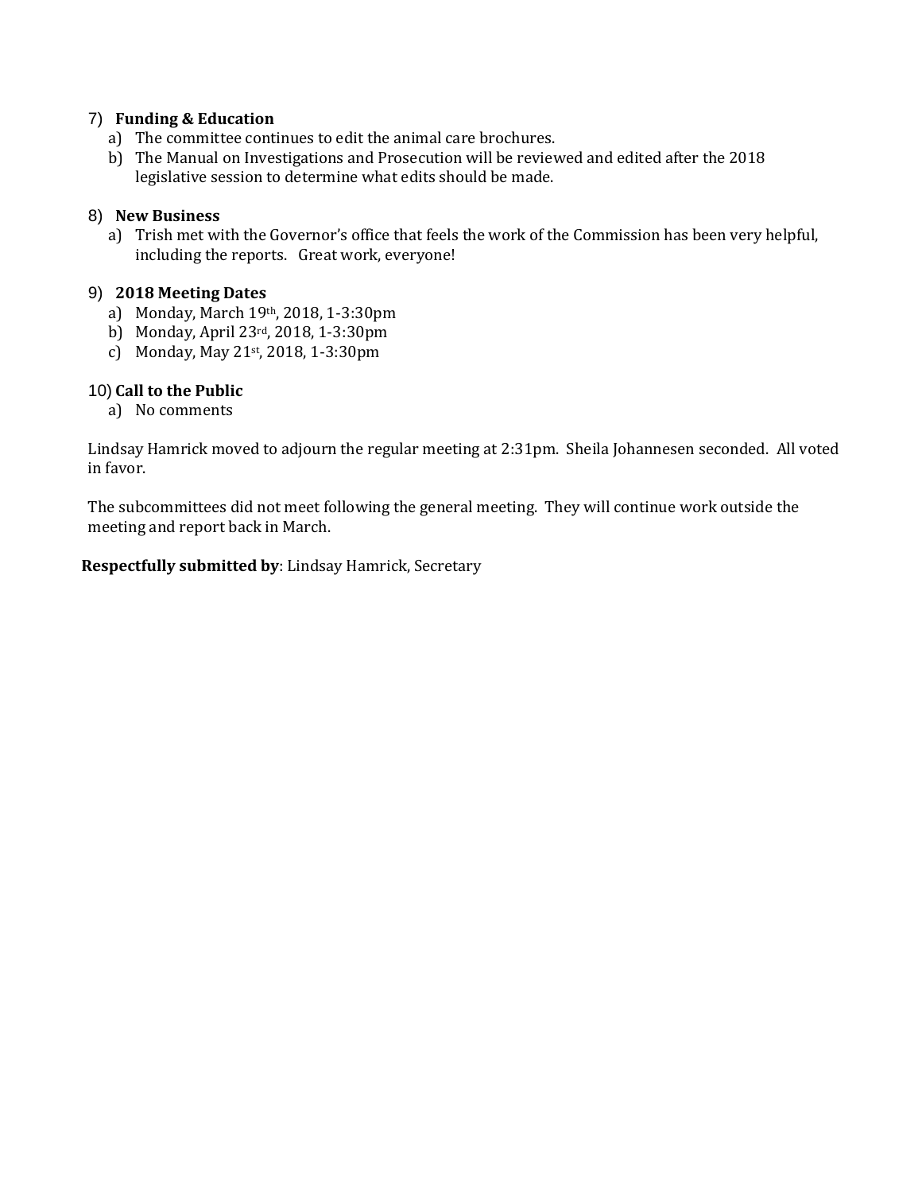7) **Funding & Education**
   a) The committee continues to edit the animal care brochures.
   b) The Manual on Investigations and Prosecution will be reviewed and edited after the 2018 legislative session to determine what edits should be made.

8) **New Business**
   a) Trish met with the Governor's office that feels the work of the Commission has been very helpful, including the reports. Great work, everyone!

9) **2018 Meeting Dates**
   a) Monday, March 19th, 2018, 1-3:30pm
   b) Monday, April 23rd, 2018, 1-3:30pm
   c) Monday, May 21st, 2018, 1-3:30pm

10) **Call to the Public**
   a) No comments

Lindsay Hamrick moved to adjourn the regular meeting at 2:31pm. Sheila Johannesen seconded. All voted in favor.

The subcommittees did not meet following the general meeting. They will continue work outside the meeting and report back in March.

**Respectfully submitted by**: Lindsay Hamrick, Secretary